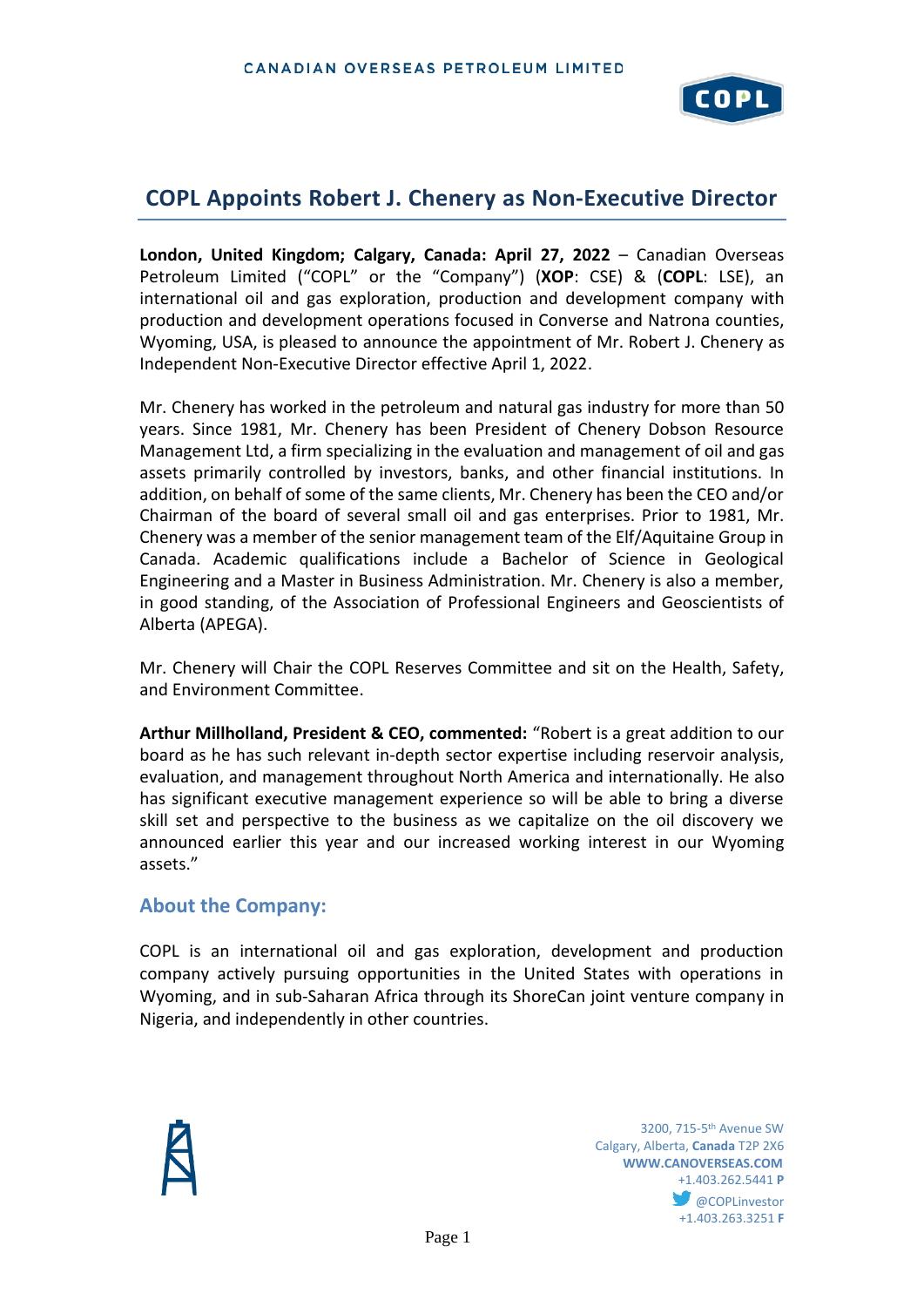# COPL Appoints Robert J. Chenery as Non-Executive Director

**London, United Kingdom; Calgary, Canada: April 27, 2022** – Canadian Overseas Petroleum Limited ("COPL" or the "Company") (**XOP**: CSE) & (**COPL**: LSE), an international oil and gas exploration, production and development company with production and development operations focused in Converse and Natrona counties, Wyoming, USA, is pleased to announce the appointment of Mr. Robert J. Chenery as Independent Non-Executive Director effective April 1, 2022.

Mr. Chenery has worked in the petroleum and natural gas industry for more than 50 years. Since 1981, Mr. Chenery has been President of Chenery Dobson Resource Management Ltd, a firm specializing in the evaluation and management of oil and gas assets primarily controlled by investors, banks, and other financial institutions. In addition, on behalf of some of the same clients, Mr. Chenery has been the CEO and/or Chairman of the board of several small oil and gas enterprises. Prior to 1981, Mr. Chenery was a member of the senior management team of the Elf/Aquitaine Group in Canada. Academic qualifications include a Bachelor of Science in Geological Engineering and a Master in Business Administration. Mr. Chenery is also a member, in good standing, of the Association of Professional Engineers and Geoscientists of Alberta (APEGA).

Mr. Chenery will Chair the COPL Reserves Committee and sit on the Health, Safety, and Environment Committee.

**Arthur Millholland, President & CEO, commented:** "Robert is a great addition to our board as he has such relevant in-depth sector expertise including reservoir analysis, evaluation, and management throughout North America and internationally. He also has significant executive management experience so will be able to bring a diverse skill set and perspective to the business as we capitalize on the oil discovery we announced earlier this year and our increased working interest in our Wyoming assets."

## About the Company:

COPL is an international oil and gas exploration, development and production company actively pursuing opportunities in the United States with operations in Wyoming, and in sub-Saharan Africa through its ShoreCan joint venture company in Nigeria, and independently in other countries.

3200, 715-5th Avenue SW
Calgary, Alberta, **Canada** T2P 2X6
**WWW.CANOVERSEAS.COM**
+1.403.262.5441 **P**
@COPLinvestor
+1.403.263.3251 **F**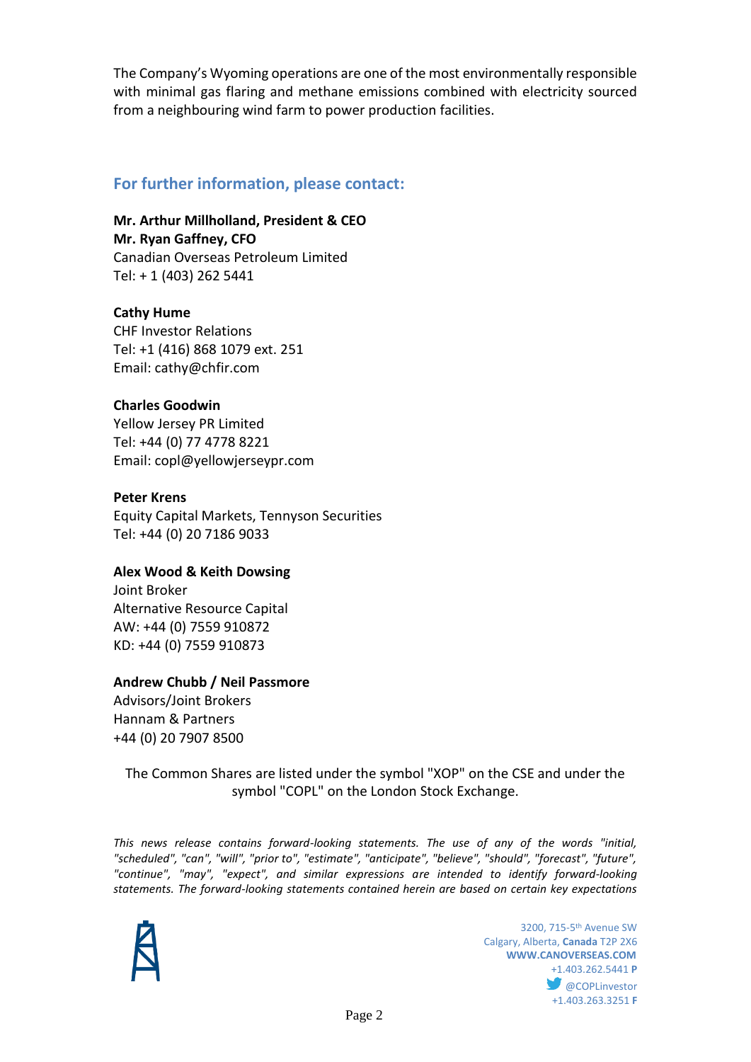The Company's Wyoming operations are one of the most environmentally responsible with minimal gas flaring and methane emissions combined with electricity sourced from a neighbouring wind farm to power production facilities.

## For further information, please contact:

**Mr. Arthur Millholland, President & CEO**
**Mr. Ryan Gaffney, CFO**
Canadian Overseas Petroleum Limited
Tel: + 1 (403) 262 5441

**Cathy Hume**
CHF Investor Relations
Tel: +1 (416) 868 1079 ext. 251
Email: cathy@chfir.com

**Charles Goodwin**
Yellow Jersey PR Limited
Tel: +44 (0) 77 4778 8221
Email: copl@yellowjerseypr.com

**Peter Krens**
Equity Capital Markets, Tennyson Securities
Tel: +44 (0) 20 7186 9033

**Alex Wood & Keith Dowsing**
Joint Broker
Alternative Resource Capital
AW: +44 (0) 7559 910872
KD: +44 (0) 7559 910873

**Andrew Chubb / Neil Passmore**
Advisors/Joint Brokers
Hannam & Partners
+44 (0) 20 7907 8500

The Common Shares are listed under the symbol "XOP" on the CSE and under the symbol "COPL" on the London Stock Exchange.

*This news release contains forward-looking statements. The use of any of the words "initial, "scheduled", "can", "will", "prior to", "estimate", "anticipate", "believe", "should", "forecast", "future", "continue", "may", "expect", and similar expressions are intended to identify forward-looking statements. The forward-looking statements contained herein are based on certain key expectations*

3200, 715-5th Avenue SW
Calgary, Alberta, **Canada** T2P 2X6
**WWW.CANOVERSEAS.COM**
+1.403.262.5441 **P**
@COPLinvestor
+1.403.263.3251 **F**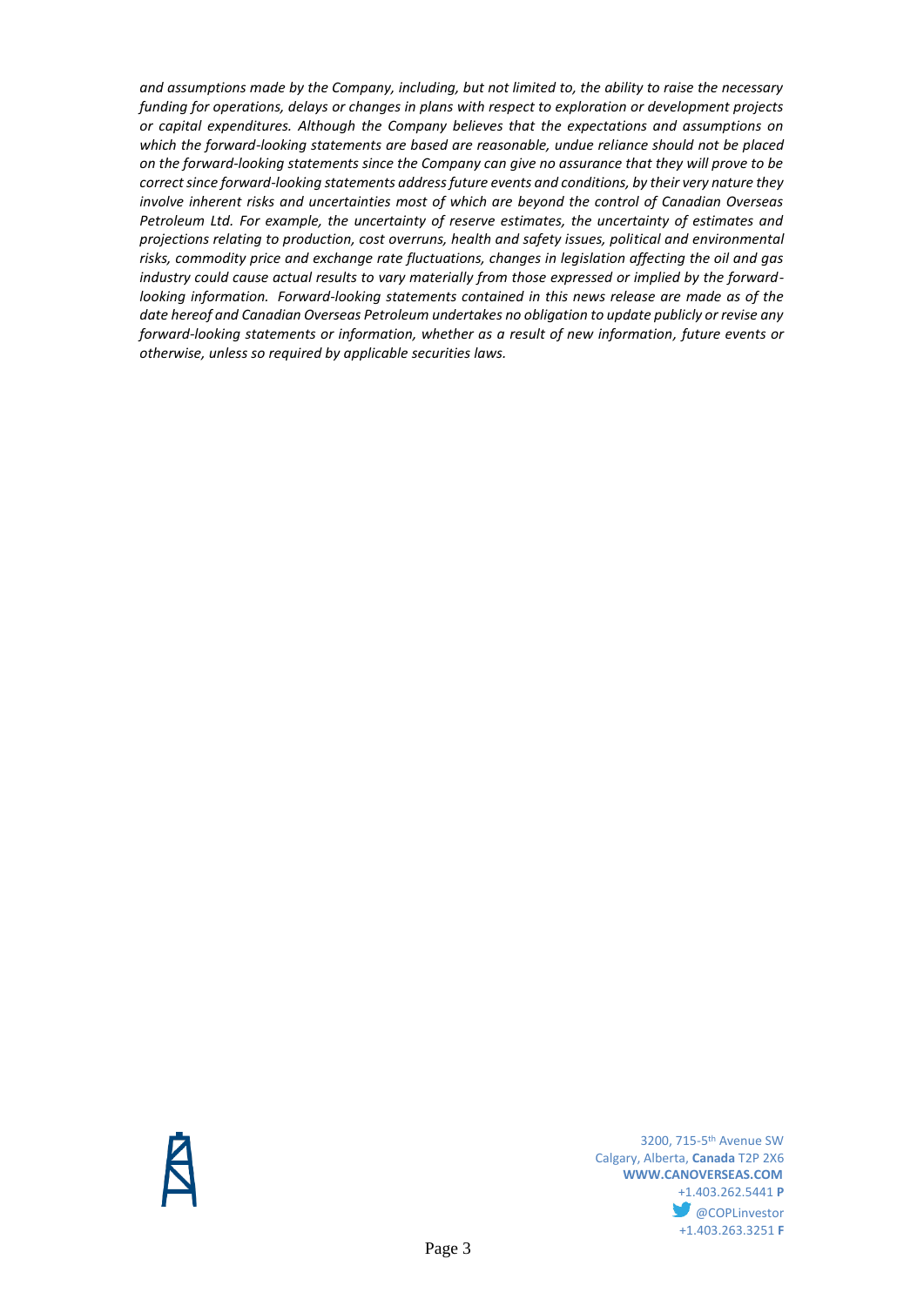*and assumptions made by the Company, including, but not limited to, the ability to raise the necessary funding for operations, delays or changes in plans with respect to exploration or development projects or capital expenditures. Although the Company believes that the expectations and assumptions on which the forward-looking statements are based are reasonable, undue reliance should not be placed on the forward-looking statements since the Company can give no assurance that they will prove to be correct since forward-looking statements address future events and conditions, by their very nature they involve inherent risks and uncertainties most of which are beyond the control of Canadian Overseas Petroleum Ltd. For example, the uncertainty of reserve estimates, the uncertainty of estimates and projections relating to production, cost overruns, health and safety issues, political and environmental risks, commodity price and exchange rate fluctuations, changes in legislation affecting the oil and gas industry could cause actual results to vary materially from those expressed or implied by the forward-looking information. Forward-looking statements contained in this news release are made as of the date hereof and Canadian Overseas Petroleum undertakes no obligation to update publicly or revise any forward-looking statements or information, whether as a result of new information, future events or otherwise, unless so required by applicable securities laws.*

3200, 715-5th Avenue SW
Calgary, Alberta, **Canada** T2P 2X6
**WWW.CANOVERSEAS.COM**
+1.403.262.5441 **P**
@COPLinvestor
+1.403.263.3251 **F**